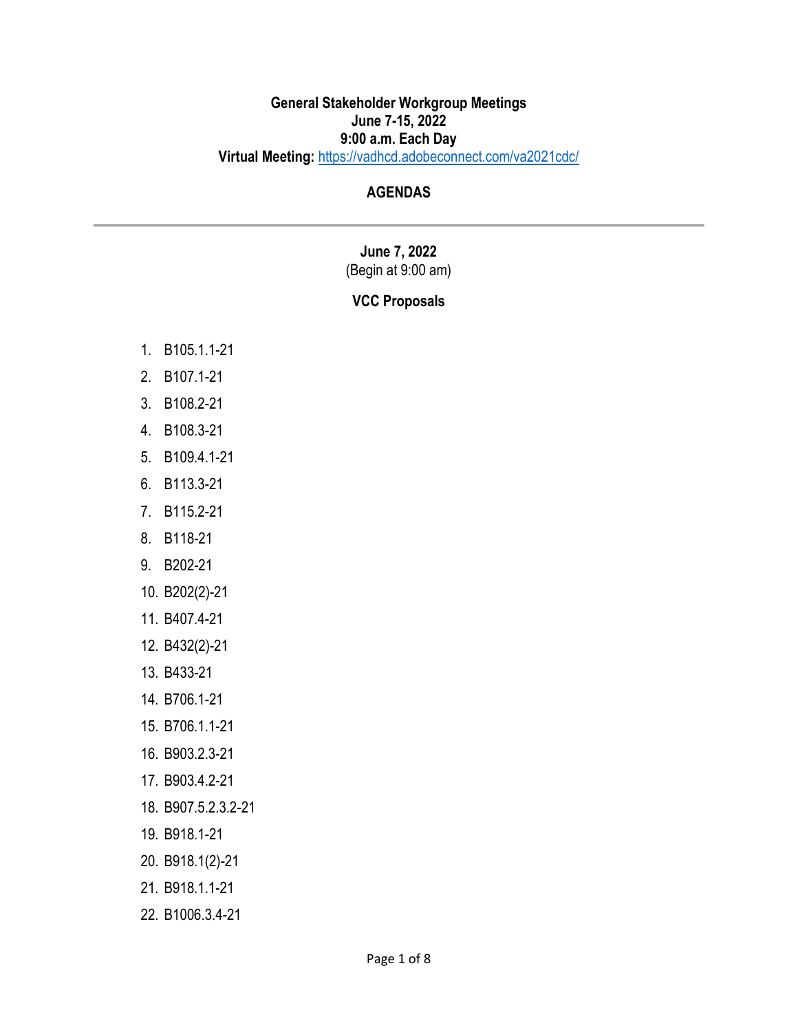**General Stakeholder Workgroup Meetings**
**June 7-15, 2022**
**9:00 a.m. Each Day**
**Virtual Meeting:** https://vadhcd.adobeconnect.com/va2021cdc/

## AGENDAS

---

### June 7, 2022

(Begin at 9:00 am)

### VCC Proposals

1. B105.1.1-21
2. B107.1-21
3. B108.2-21
4. B108.3-21
5. B109.4.1-21
6. B113.3-21
7. B115.2-21
8. B118-21
9. B202-21
10. B202(2)-21
11. B407.4-21
12. B432(2)-21
13. B433-21
14. B706.1-21
15. B706.1.1-21
16. B903.2.3-21
17. B903.4.2-21
18. B907.5.2.3.2-21
19. B918.1-21
20. B918.1(2)-21
21. B918.1.1-21
22. B1006.3.4-21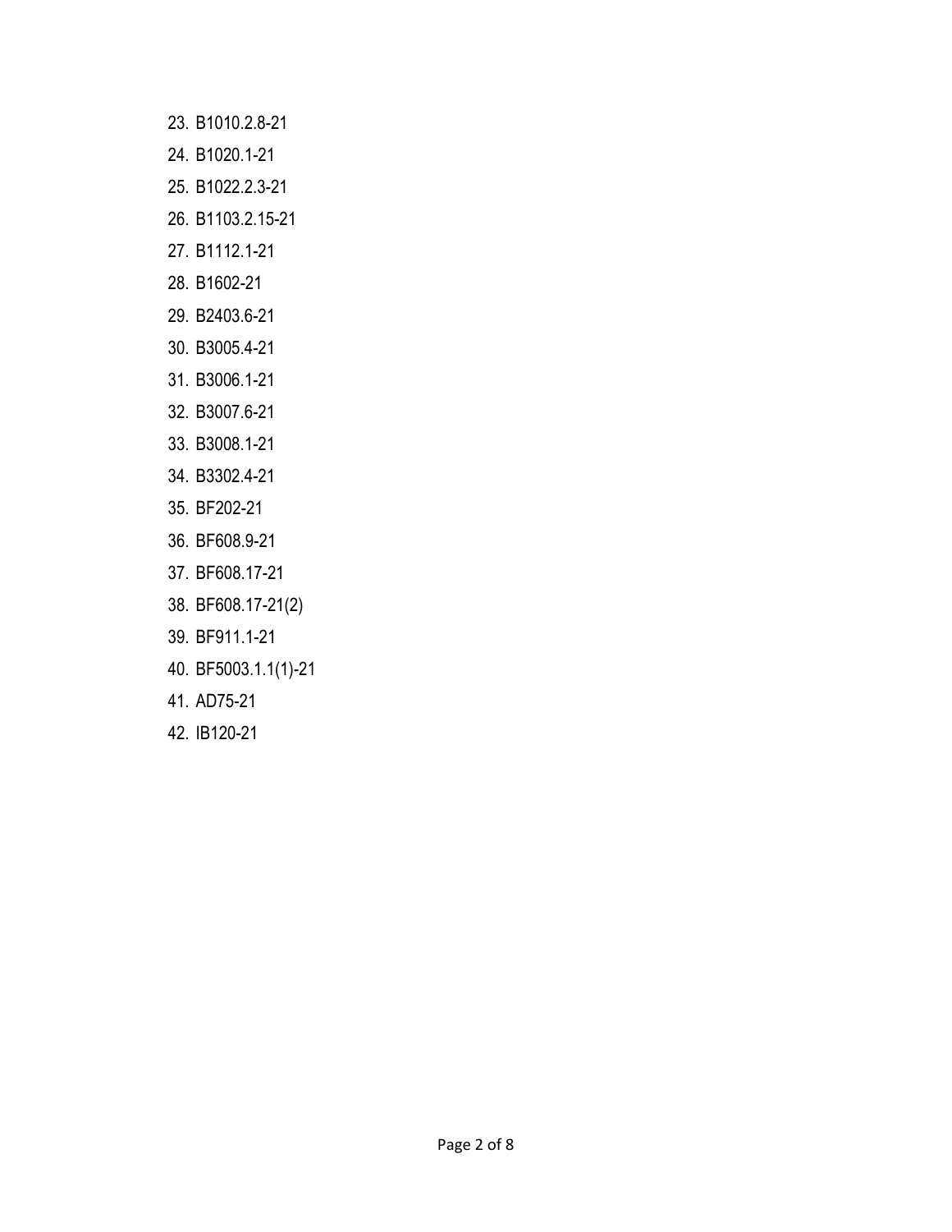23. B1010.2.8-21
24. B1020.1-21
25. B1022.2.3-21
26. B1103.2.15-21
27. B1112.1-21
28. B1602-21
29. B2403.6-21
30. B3005.4-21
31. B3006.1-21
32. B3007.6-21
33. B3008.1-21
34. B3302.4-21
35. BF202-21
36. BF608.9-21
37. BF608.17-21
38. BF608.17-21(2)
39. BF911.1-21
40. BF5003.1.1(1)-21
41. AD75-21
42. IB120-21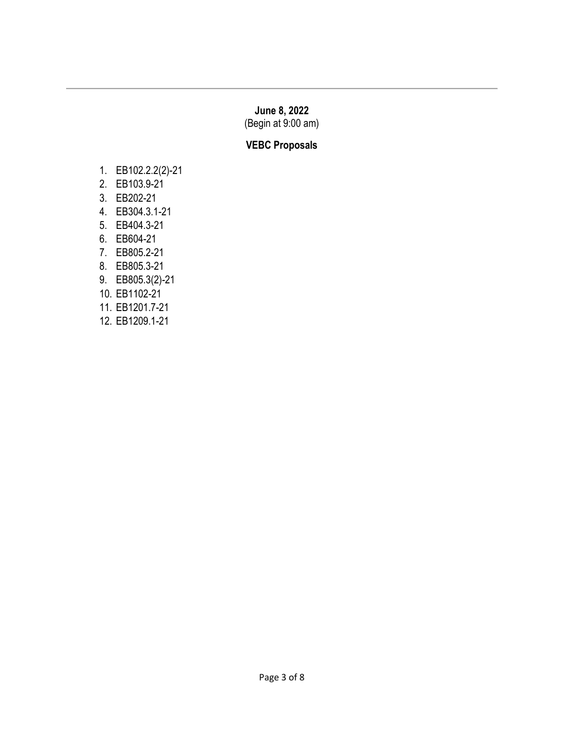---

**June 8, 2022**
(Begin at 9:00 am)

**VEBC Proposals**

1. EB102.2.2(2)-21
2. EB103.9-21
3. EB202-21
4. EB304.3.1-21
5. EB404.3-21
6. EB604-21
7. EB805.2-21
8. EB805.3-21
9. EB805.3(2)-21
10. EB1102-21
11. EB1201.7-21
12. EB1209.1-21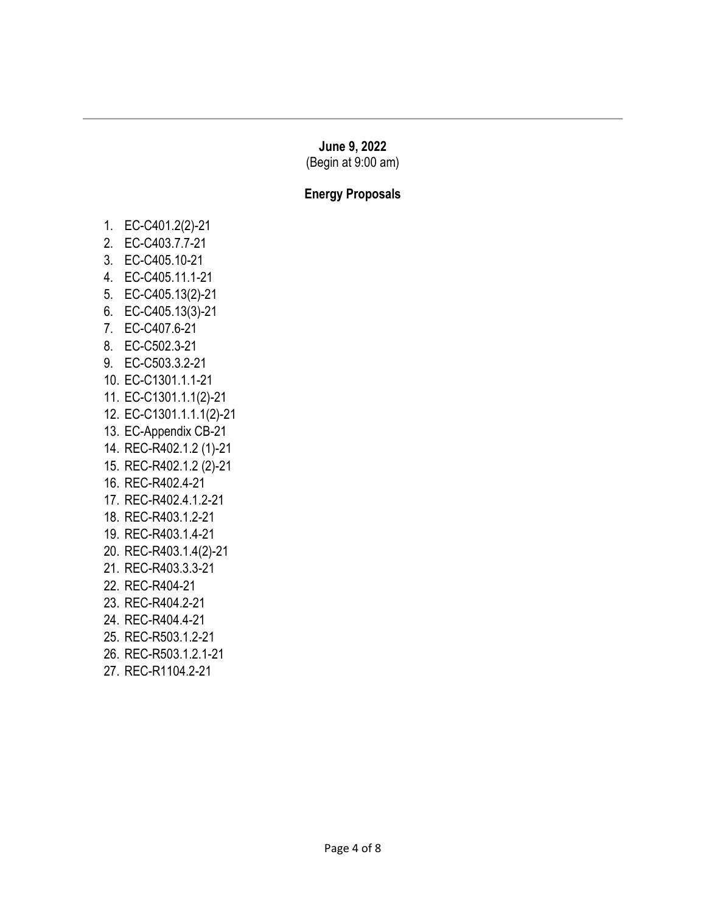**June 9, 2022**
(Begin at 9:00 am)

**Energy Proposals**

1. EC-C401.2(2)-21
2. EC-C403.7.7-21
3. EC-C405.10-21
4. EC-C405.11.1-21
5. EC-C405.13(2)-21
6. EC-C405.13(3)-21
7. EC-C407.6-21
8. EC-C502.3-21
9. EC-C503.3.2-21
10. EC-C1301.1.1-21
11. EC-C1301.1.1(2)-21
12. EC-C1301.1.1.1(2)-21
13. EC-Appendix CB-21
14. REC-R402.1.2 (1)-21
15. REC-R402.1.2 (2)-21
16. REC-R402.4-21
17. REC-R402.4.1.2-21
18. REC-R403.1.2-21
19. REC-R403.1.4-21
20. REC-R403.1.4(2)-21
21. REC-R403.3.3-21
22. REC-R404-21
23. REC-R404.2-21
24. REC-R404.4-21
25. REC-R503.1.2-21
26. REC-R503.1.2.1-21
27. REC-R1104.2-21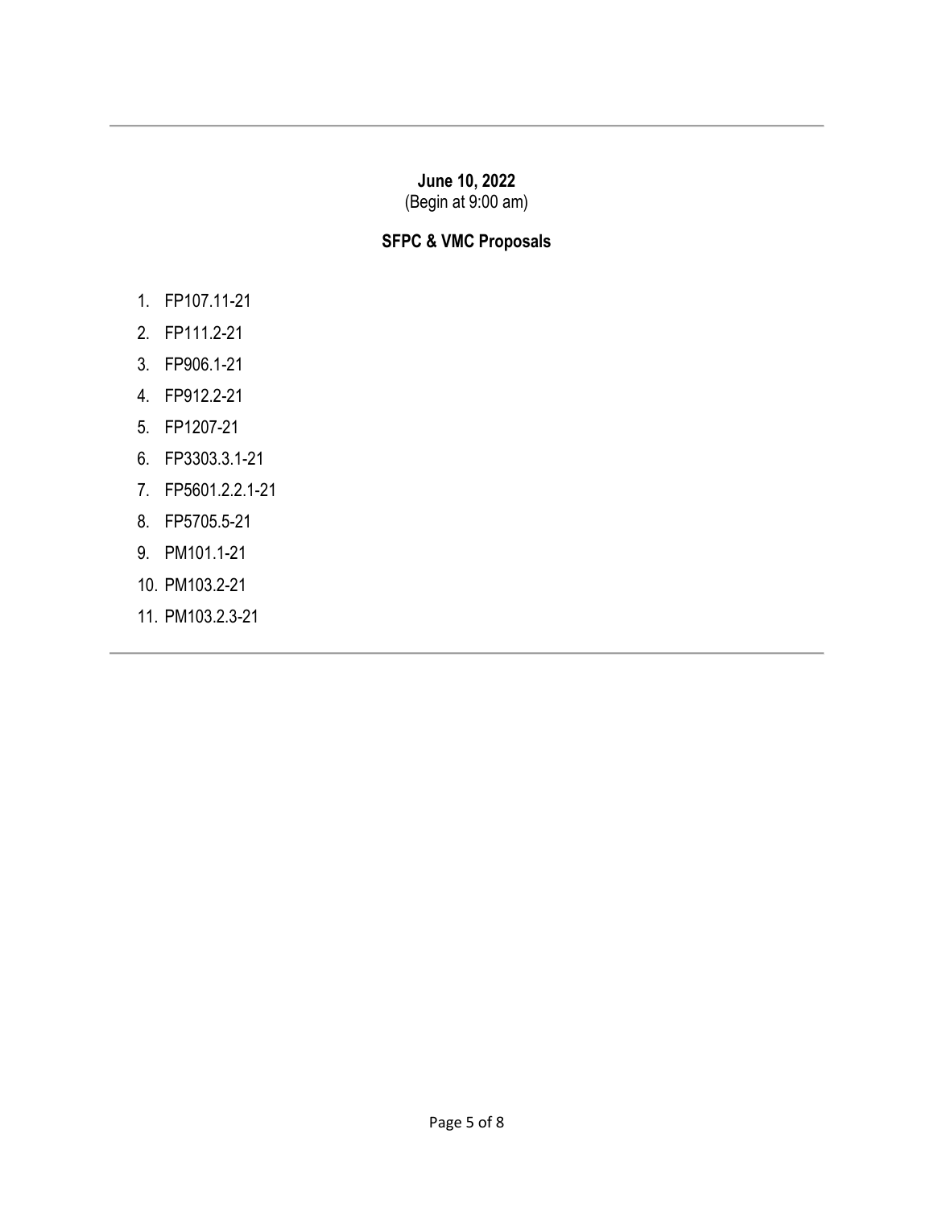---

**June 10, 2022**
(Begin at 9:00 am)

**SFPC & VMC Proposals**

1. FP107.11-21
2. FP111.2-21
3. FP906.1-21
4. FP912.2-21
5. FP1207-21
6. FP3303.3.1-21
7. FP5601.2.2.1-21
8. FP5705.5-21
9. PM101.1-21
10. PM103.2-21
11. PM103.2.3-21

---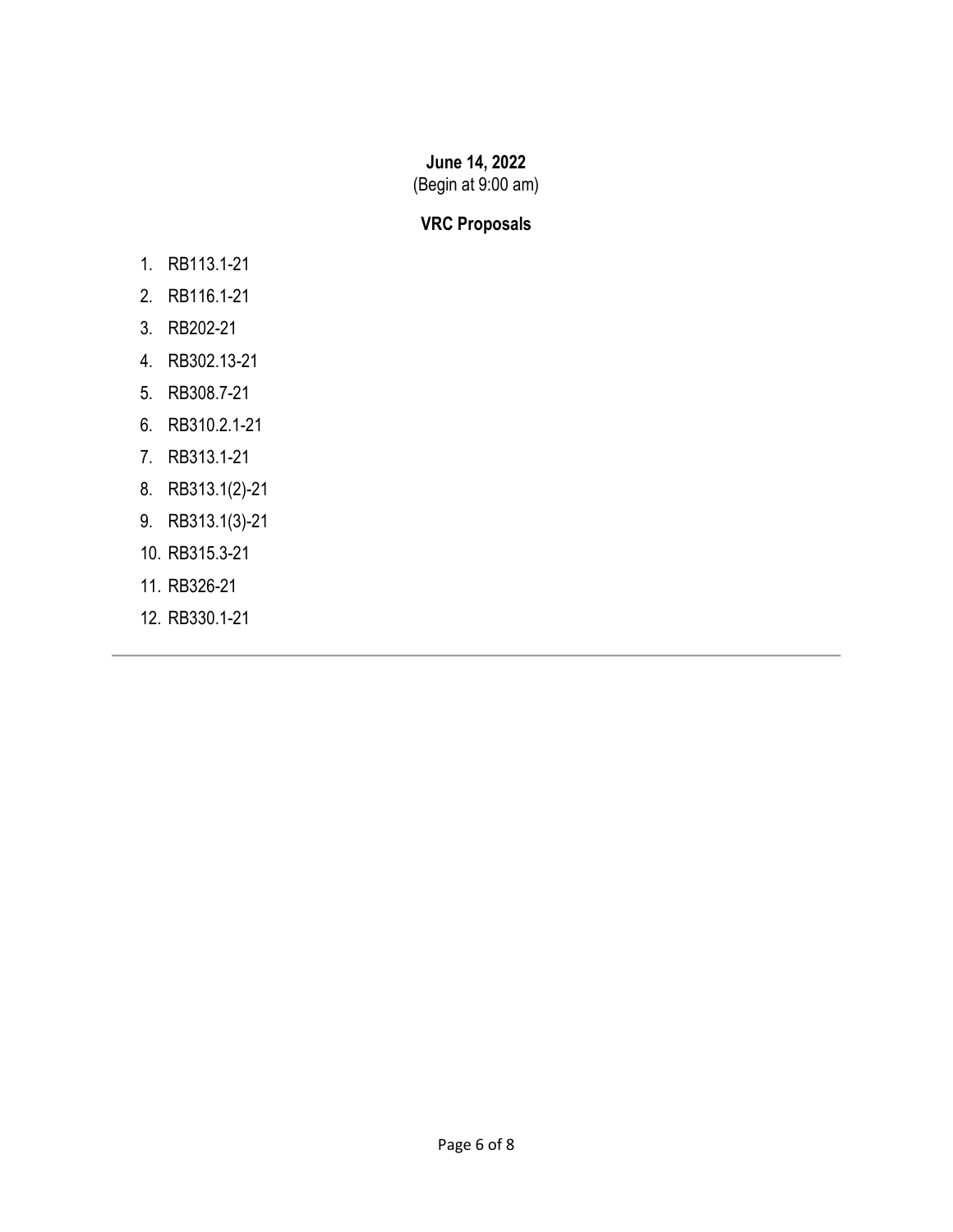**June 14, 2022**
(Begin at 9:00 am)

**VRC Proposals**

1. RB113.1-21
2. RB116.1-21
3. RB202-21
4. RB302.13-21
5. RB308.7-21
6. RB310.2.1-21
7. RB313.1-21
8. RB313.1(2)-21
9. RB313.1(3)-21
10. RB315.3-21
11. RB326-21
12. RB330.1-21

---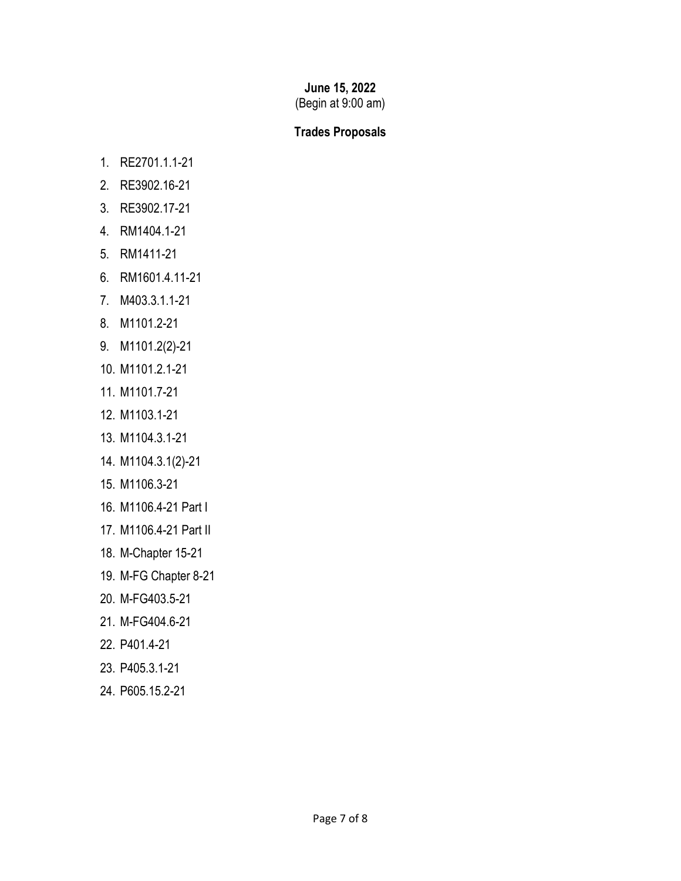**June 15, 2022**
(Begin at 9:00 am)

**Trades Proposals**

1. RE2701.1.1-21
2. RE3902.16-21
3. RE3902.17-21
4. RM1404.1-21
5. RM1411-21
6. RM1601.4.11-21
7. M403.3.1.1-21
8. M1101.2-21
9. M1101.2(2)-21
10. M1101.2.1-21
11. M1101.7-21
12. M1103.1-21
13. M1104.3.1-21
14. M1104.3.1(2)-21
15. M1106.3-21
16. M1106.4-21 Part I
17. M1106.4-21 Part II
18. M-Chapter 15-21
19. M-FG Chapter 8-21
20. M-FG403.5-21
21. M-FG404.6-21
22. P401.4-21
23. P405.3.1-21
24. P605.15.2-21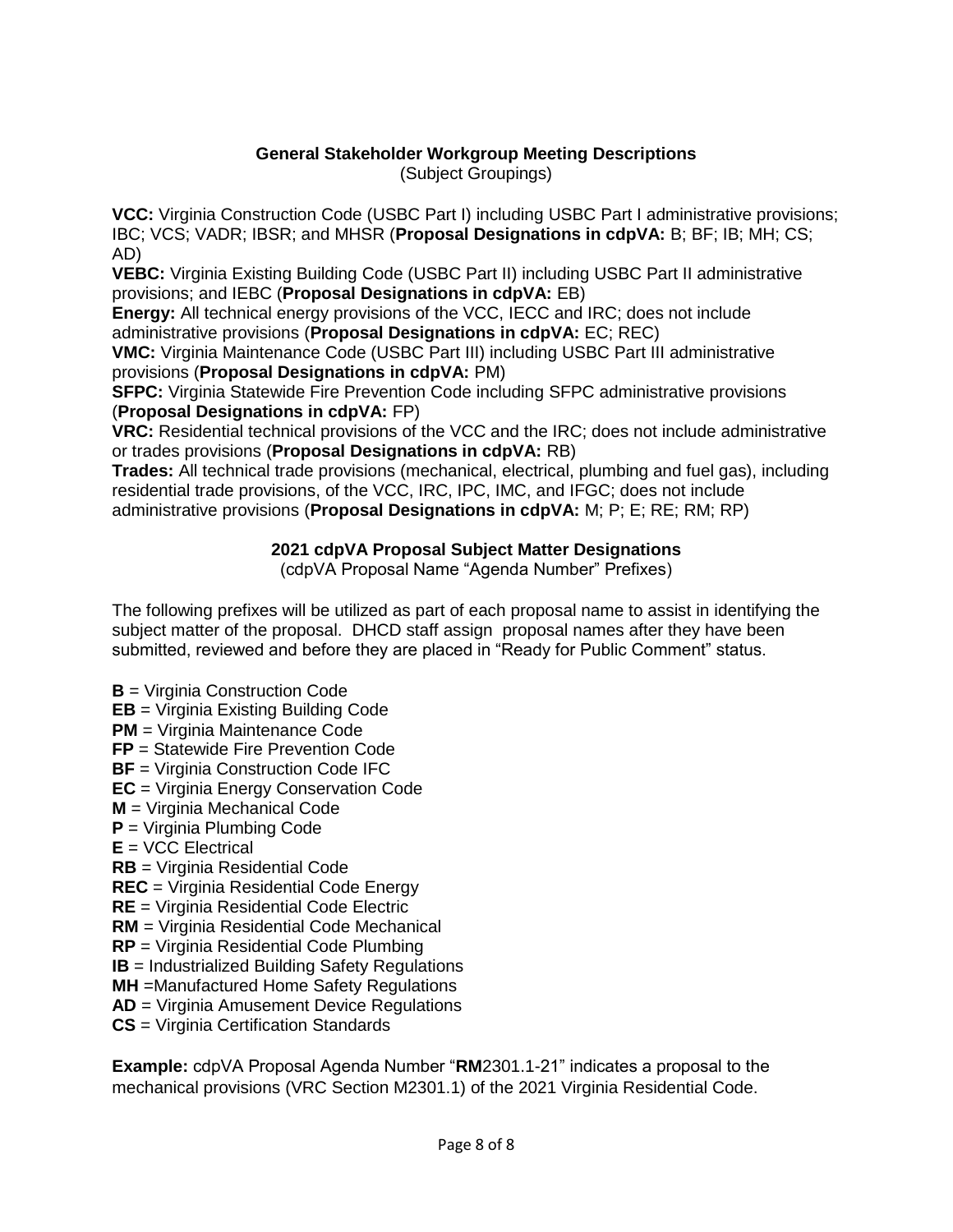## General Stakeholder Workgroup Meeting Descriptions

(Subject Groupings)

**VCC:** Virginia Construction Code (USBC Part I) including USBC Part I administrative provisions; IBC; VCS; VADR; IBSR; and MHSR (**Proposal Designations in cdpVA:** B; BF; IB; MH; CS; AD)

**VEBC:** Virginia Existing Building Code (USBC Part II) including USBC Part II administrative provisions; and IEBC (**Proposal Designations in cdpVA:** EB)

**Energy:** All technical energy provisions of the VCC, IECC and IRC; does not include administrative provisions (**Proposal Designations in cdpVA:** EC; REC)

**VMC:** Virginia Maintenance Code (USBC Part III) including USBC Part III administrative provisions (**Proposal Designations in cdpVA:** PM)

**SFPC:** Virginia Statewide Fire Prevention Code including SFPC administrative provisions (**Proposal Designations in cdpVA:** FP)

**VRC:** Residential technical provisions of the VCC and the IRC; does not include administrative or trades provisions (**Proposal Designations in cdpVA:** RB)

**Trades:** All technical trade provisions (mechanical, electrical, plumbing and fuel gas), including residential trade provisions, of the VCC, IRC, IPC, IMC, and IFGC; does not include administrative provisions (**Proposal Designations in cdpVA:** M; P; E; RE; RM; RP)

## 2021 cdpVA Proposal Subject Matter Designations

(cdpVA Proposal Name "Agenda Number" Prefixes)

The following prefixes will be utilized as part of each proposal name to assist in identifying the subject matter of the proposal. DHCD staff assign proposal names after they have been submitted, reviewed and before they are placed in "Ready for Public Comment" status.

**B** = Virginia Construction Code
**EB** = Virginia Existing Building Code
**PM** = Virginia Maintenance Code
**FP** = Statewide Fire Prevention Code
**BF** = Virginia Construction Code IFC
**EC** = Virginia Energy Conservation Code
**M** = Virginia Mechanical Code
**P** = Virginia Plumbing Code
**E** = VCC Electrical
**RB** = Virginia Residential Code
**REC** = Virginia Residential Code Energy
**RE** = Virginia Residential Code Electric
**RM** = Virginia Residential Code Mechanical
**RP** = Virginia Residential Code Plumbing
**IB** = Industrialized Building Safety Regulations
**MH** =Manufactured Home Safety Regulations
**AD** = Virginia Amusement Device Regulations
**CS** = Virginia Certification Standards

**Example:** cdpVA Proposal Agenda Number "**RM**2301.1-21" indicates a proposal to the mechanical provisions (VRC Section M2301.1) of the 2021 Virginia Residential Code.